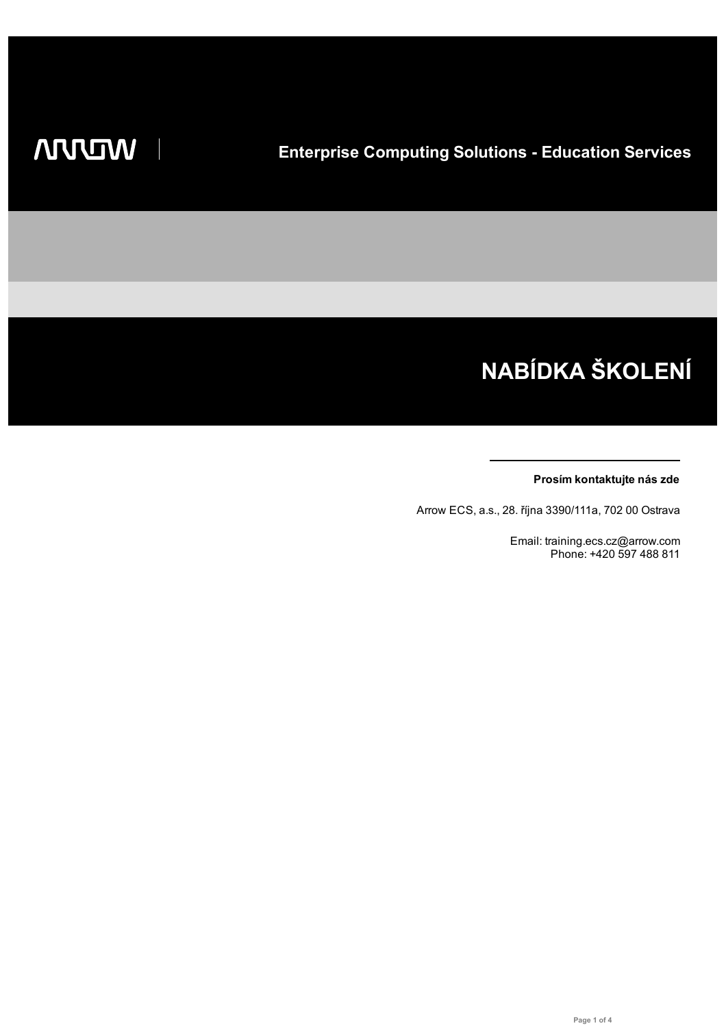Enterprise Computing Solutions - Education Services

# NABÍDKA ŠKOLENÍ

**Prosím kontaktujte nás zde**

Arrow ECS, a.s., 28. října 3390/111a, 702 00 Ostrava

Email: training.ecs.cz@arrow.com
Phone: +420 597 488 811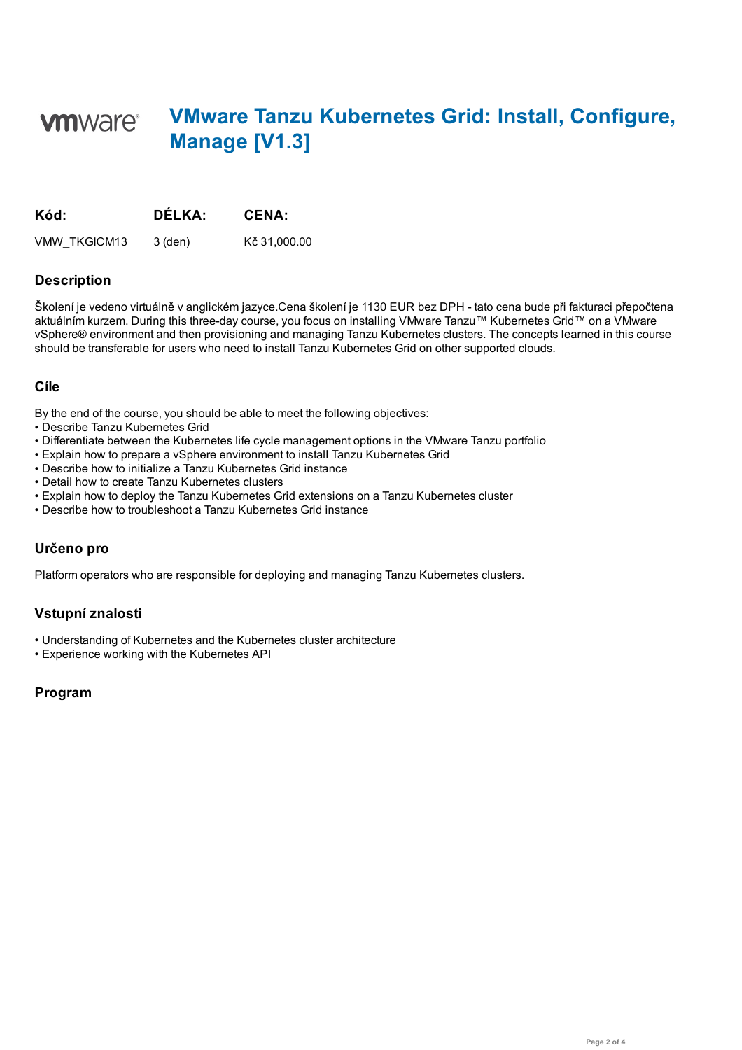# VMware Tanzu Kubernetes Grid: Install, Configure, Manage [V1.3]

| Kód: | DÉLKA: | CENA: |
| --- | --- | --- |
| VMW_TKGICM13 | 3 (den) | Kč 31,000.00 |

## Description

Školení je vedeno virtuálně v anglickém jazyce.Cena školení je 1130 EUR bez DPH - tato cena bude při fakturaci přepočtena aktuálním kurzem. During this three-day course, you focus on installing VMware Tanzu™ Kubernetes Grid™ on a VMware vSphere® environment and then provisioning and managing Tanzu Kubernetes clusters. The concepts learned in this course should be transferable for users who need to install Tanzu Kubernetes Grid on other supported clouds.

## Cíle

By the end of the course, you should be able to meet the following objectives:

- Describe Tanzu Kubernetes Grid
- Differentiate between the Kubernetes life cycle management options in the VMware Tanzu portfolio
- Explain how to prepare a vSphere environment to install Tanzu Kubernetes Grid
- Describe how to initialize a Tanzu Kubernetes Grid instance
- Detail how to create Tanzu Kubernetes clusters
- Explain how to deploy the Tanzu Kubernetes Grid extensions on a Tanzu Kubernetes cluster
- Describe how to troubleshoot a Tanzu Kubernetes Grid instance

## Určeno pro

Platform operators who are responsible for deploying and managing Tanzu Kubernetes clusters.

## Vstupní znalosti

- Understanding of Kubernetes and the Kubernetes cluster architecture
- Experience working with the Kubernetes API

## Program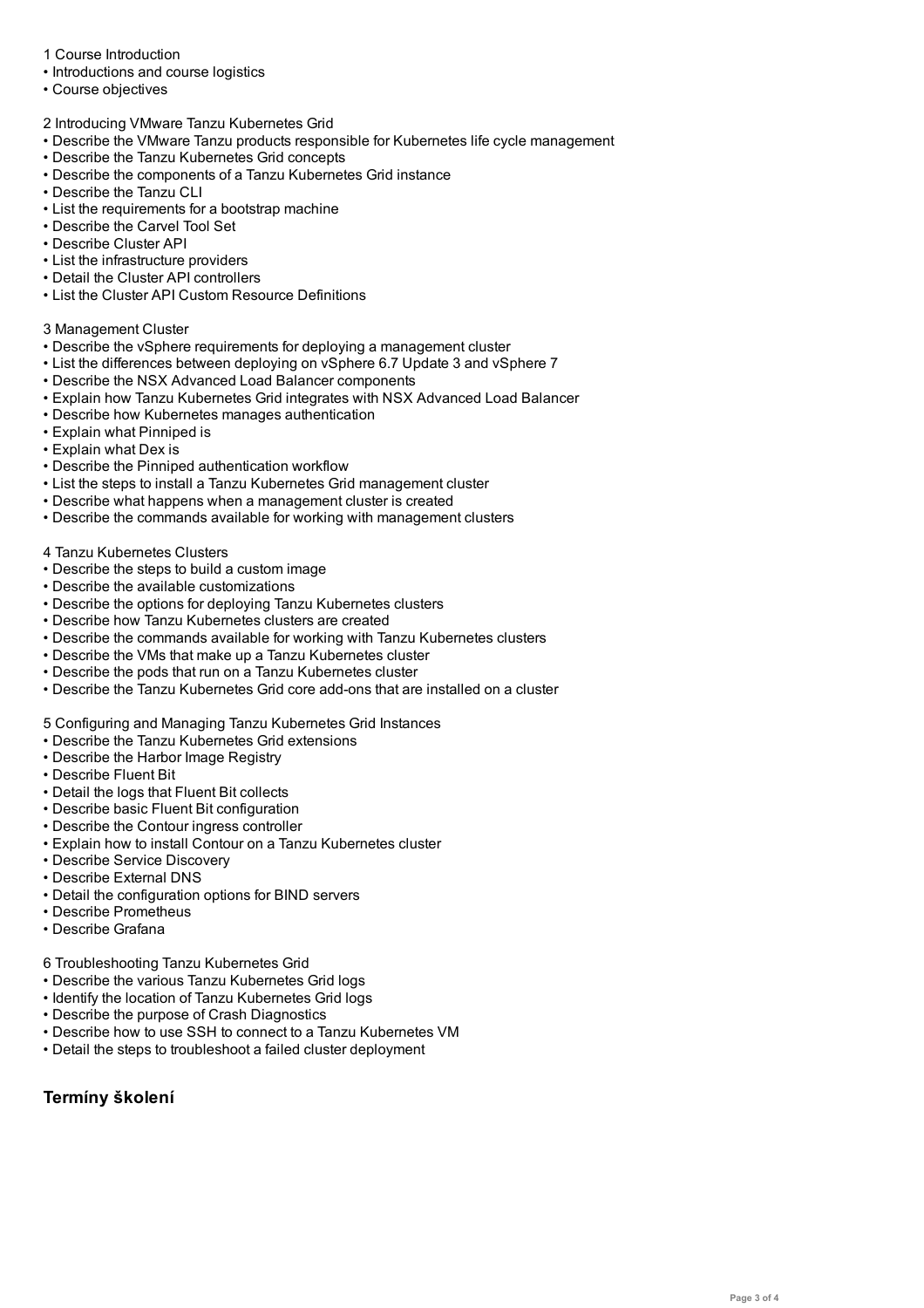1 Course Introduction
- Introductions and course logistics
- Course objectives

2 Introducing VMware Tanzu Kubernetes Grid
- Describe the VMware Tanzu products responsible for Kubernetes life cycle management
- Describe the Tanzu Kubernetes Grid concepts
- Describe the components of a Tanzu Kubernetes Grid instance
- Describe the Tanzu CLI
- List the requirements for a bootstrap machine
- Describe the Carvel Tool Set
- Describe Cluster API
- List the infrastructure providers
- Detail the Cluster API controllers
- List the Cluster API Custom Resource Definitions

3 Management Cluster
- Describe the vSphere requirements for deploying a management cluster
- List the differences between deploying on vSphere 6.7 Update 3 and vSphere 7
- Describe the NSX Advanced Load Balancer components
- Explain how Tanzu Kubernetes Grid integrates with NSX Advanced Load Balancer
- Describe how Kubernetes manages authentication
- Explain what Pinniped is
- Explain what Dex is
- Describe the Pinniped authentication workflow
- List the steps to install a Tanzu Kubernetes Grid management cluster
- Describe what happens when a management cluster is created
- Describe the commands available for working with management clusters

4 Tanzu Kubernetes Clusters
- Describe the steps to build a custom image
- Describe the available customizations
- Describe the options for deploying Tanzu Kubernetes clusters
- Describe how Tanzu Kubernetes clusters are created
- Describe the commands available for working with Tanzu Kubernetes clusters
- Describe the VMs that make up a Tanzu Kubernetes cluster
- Describe the pods that run on a Tanzu Kubernetes cluster
- Describe the Tanzu Kubernetes Grid core add-ons that are installed on a cluster

5 Configuring and Managing Tanzu Kubernetes Grid Instances
- Describe the Tanzu Kubernetes Grid extensions
- Describe the Harbor Image Registry
- Describe Fluent Bit
- Detail the logs that Fluent Bit collects
- Describe basic Fluent Bit configuration
- Describe the Contour ingress controller
- Explain how to install Contour on a Tanzu Kubernetes cluster
- Describe Service Discovery
- Describe External DNS
- Detail the configuration options for BIND servers
- Describe Prometheus
- Describe Grafana

6 Troubleshooting Tanzu Kubernetes Grid
- Describe the various Tanzu Kubernetes Grid logs
- Identify the location of Tanzu Kubernetes Grid logs
- Describe the purpose of Crash Diagnostics
- Describe how to use SSH to connect to a Tanzu Kubernetes VM
- Detail the steps to troubleshoot a failed cluster deployment

## Termíny školení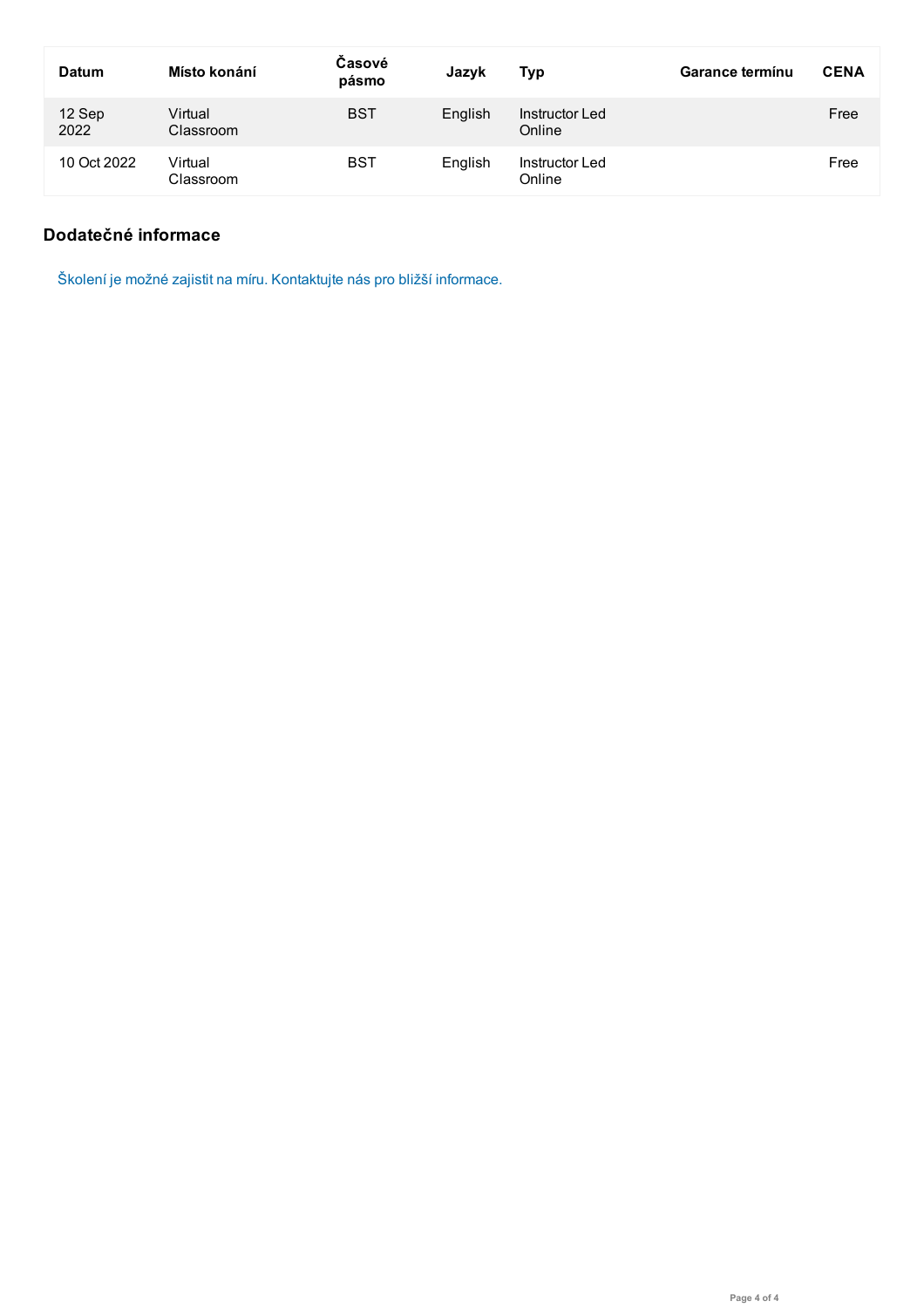| Datum | Místo konání | Časové pásmo | Jazyk | Typ | Garance termínu | CENA |
| --- | --- | --- | --- | --- | --- | --- |
| 12 Sep 2022 | Virtual Classroom | BST | English | Instructor Led Online | | Free |
| 10 Oct 2022 | Virtual Classroom | BST | English | Instructor Led Online | | Free |

## Dodatečné informace

Školení je možné zajistit na míru. Kontaktujte nás pro bližší informace.